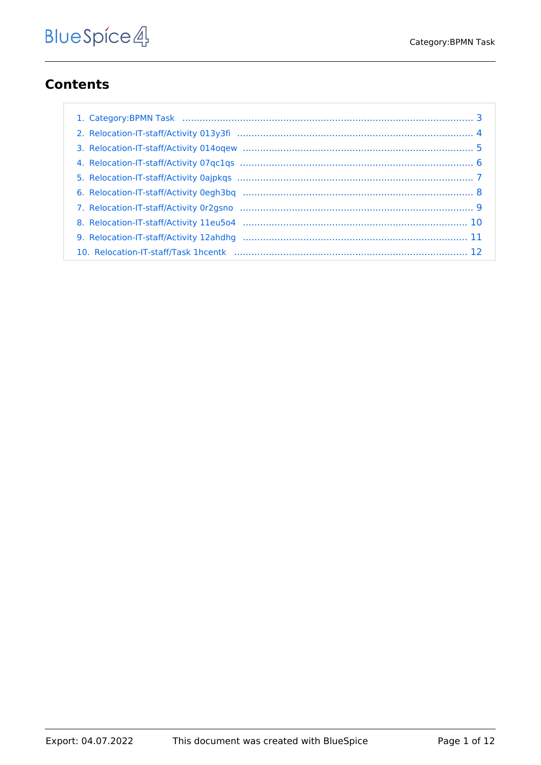# Contents

1. Category:BPMN Task ........................................................................................................ 3
2. Relocation-IT-staff/Activity 013y3fi ................................................................................... 4
3. Relocation-IT-staff/Activity 014oqew ................................................................................. 5
4. Relocation-IT-staff/Activity 07qc1qs ................................................................................... 6
5. Relocation-IT-staff/Activity 0ajpkqs ................................................................................... 7
6. Relocation-IT-staff/Activity 0egh3bq ................................................................................. 8
7. Relocation-IT-staff/Activity 0r2gsno ................................................................................... 9
8. Relocation-IT-staff/Activity 11eu5o4 ................................................................................. 10
9. Relocation-IT-staff/Activity 12ahdhg ................................................................................. 11
10. Relocation-IT-staff/Task 1hcentk ...................................................................................... 12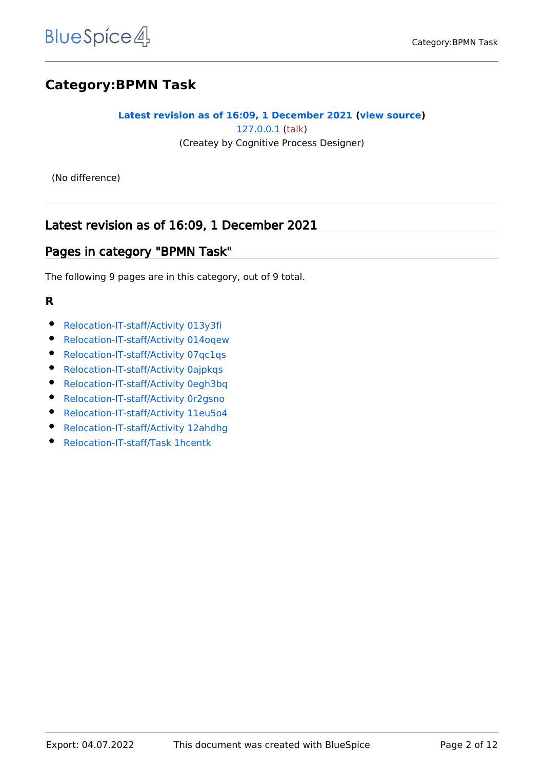# Category:BPMN Task

**Latest revision as of 16:09, 1 December 2021 (view source)**
127.0.0.1 (talk)
(Createy by Cognitive Process Designer)

(No difference)

## Latest revision as of 16:09, 1 December 2021

## Pages in category "BPMN Task"

The following 9 pages are in this category, out of 9 total.

### R

- Relocation-IT-staff/Activity 013y3fi
- Relocation-IT-staff/Activity 014oqew
- Relocation-IT-staff/Activity 07qc1qs
- Relocation-IT-staff/Activity 0ajpkqs
- Relocation-IT-staff/Activity 0egh3bq
- Relocation-IT-staff/Activity 0r2gsno
- Relocation-IT-staff/Activity 11eu5o4
- Relocation-IT-staff/Activity 12ahdhg
- Relocation-IT-staff/Task 1hcentk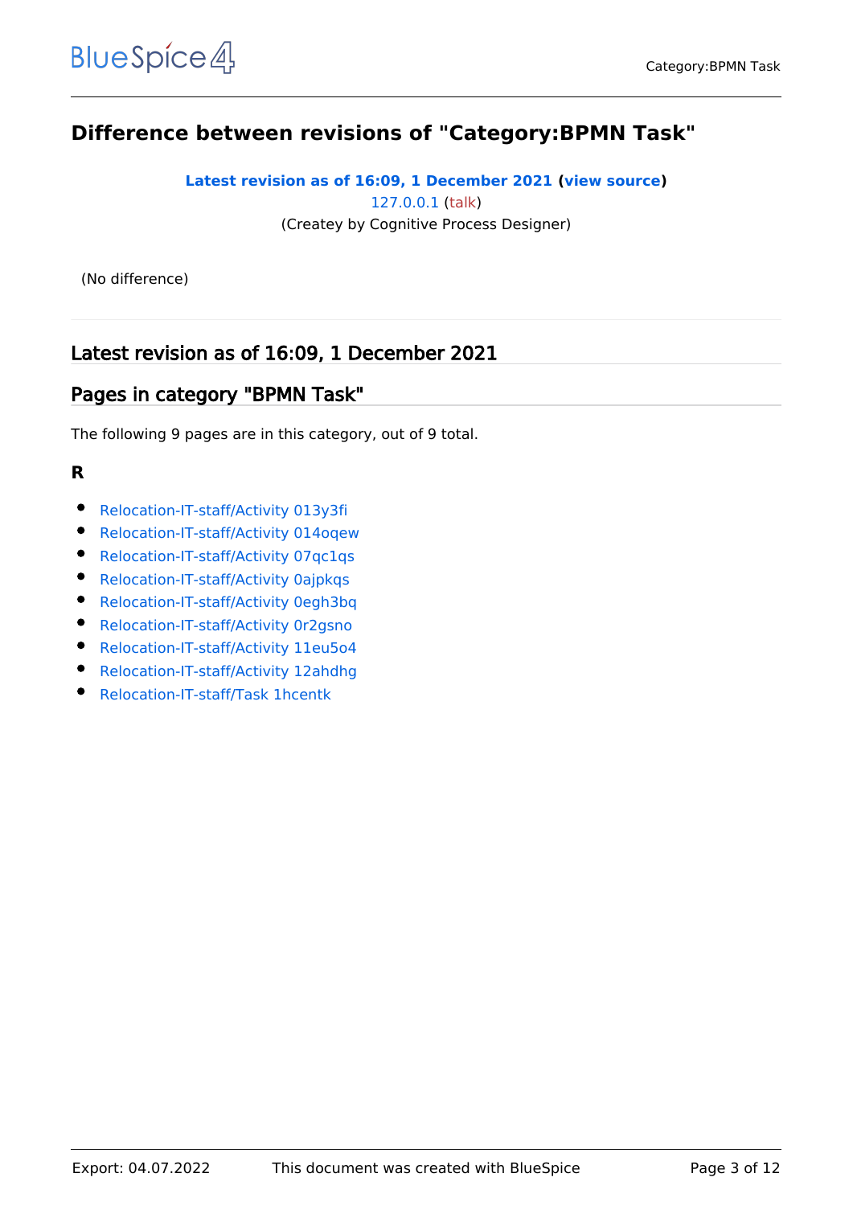# Difference between revisions of "Category:BPMN Task"

**Latest revision as of 16:09, 1 December 2021 (view source)**

127.0.0.1 (talk)

(Createy by Cognitive Process Designer)

(No difference)

## Latest revision as of 16:09, 1 December 2021

## Pages in category "BPMN Task"

The following 9 pages are in this category, out of 9 total.

### R

- Relocation-IT-staff/Activity 013y3fi
- Relocation-IT-staff/Activity 014oqew
- Relocation-IT-staff/Activity 07qc1qs
- Relocation-IT-staff/Activity 0ajpkqs
- Relocation-IT-staff/Activity 0egh3bq
- Relocation-IT-staff/Activity 0r2gsno
- Relocation-IT-staff/Activity 11eu5o4
- Relocation-IT-staff/Activity 12ahdhg
- Relocation-IT-staff/Task 1hcentk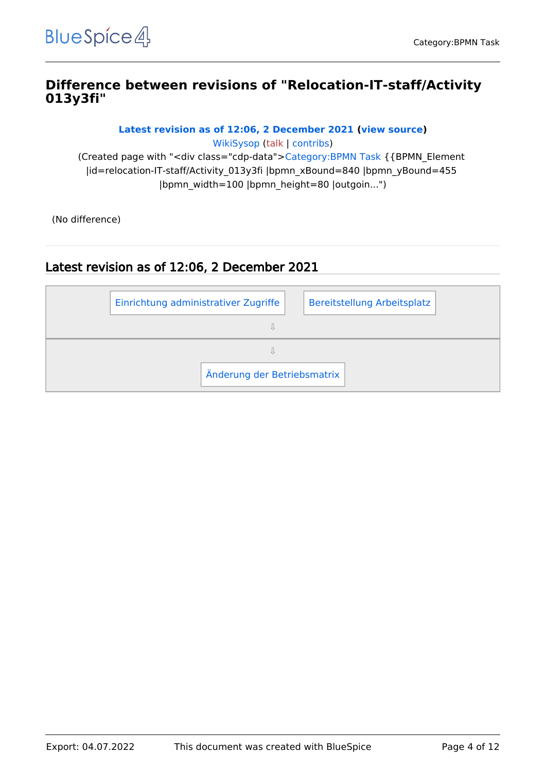## Difference between revisions of "Relocation-IT-staff/Activity 013y3fi"

**Latest revision as of 12:06, 2 December 2021 (view source)**

WikiSysop (talk | contribs)

(Created page with "<div class="cdp-data">Category:BPMN Task {{BPMN_Element |id=relocation-IT-staff/Activity_013y3fi |bpmn_xBound=840 |bpmn_yBound=455 |bpmn_width=100 |bpmn_height=80 |outgoin...")

(No difference)

## Latest revision as of 12:06, 2 December 2021

Einrichtung administrativer Zugriffe | Bereitstellung Arbeitsplatz

⇩

⇩

Änderung der Betriebsmatrix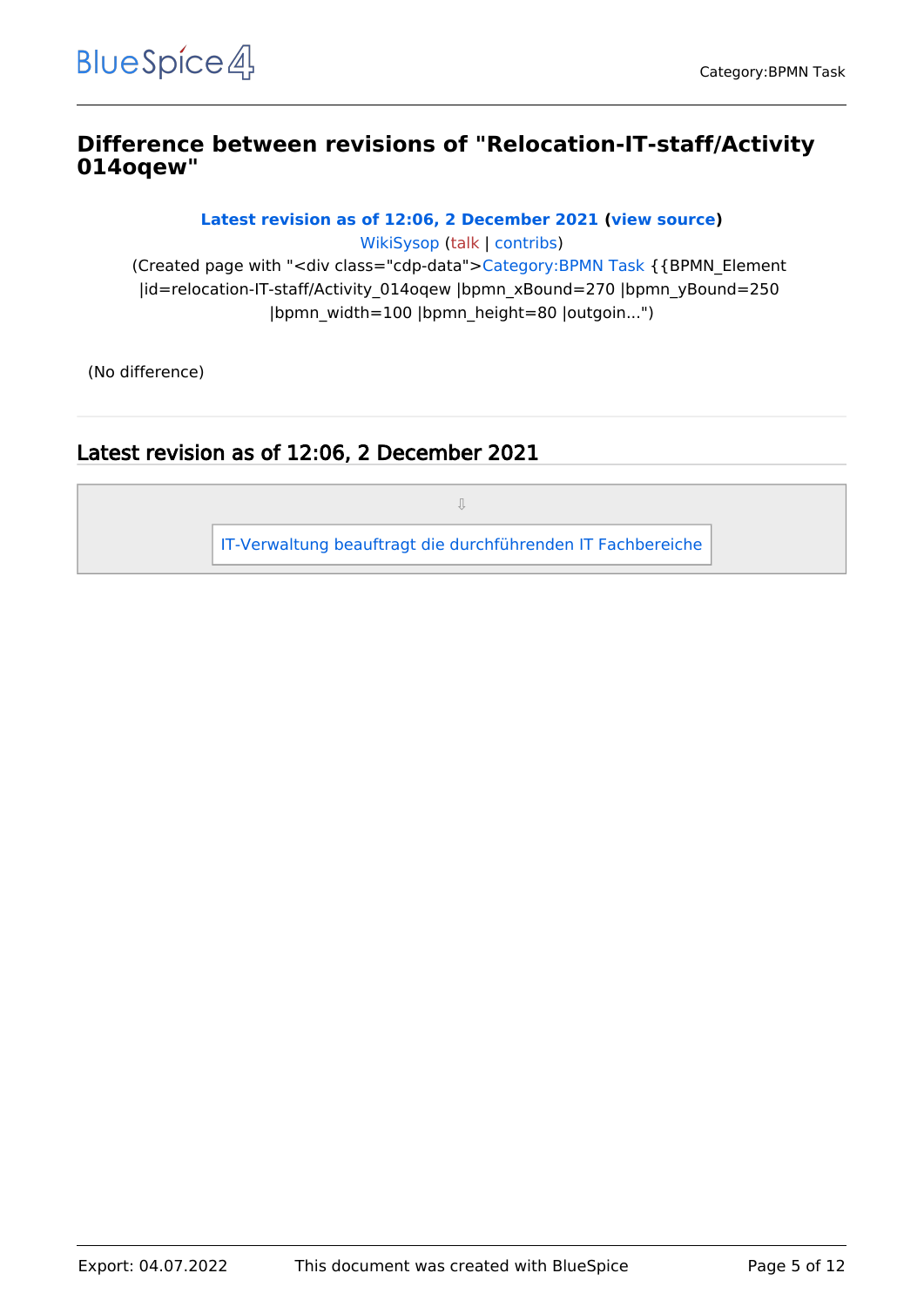# Difference between revisions of "Relocation-IT-staff/Activity 014oqew"

**Latest revision as of 12:06, 2 December 2021 (view source)**

WikiSysop (talk | contribs)

(Created page with "<div class="cdp-data">Category:BPMN Task {{BPMN_Element |id=relocation-IT-staff/Activity_014oqew |bpmn_xBound=270 |bpmn_yBound=250 |bpmn_width=100 |bpmn_height=80 |outgoin...")

(No difference)

## Latest revision as of 12:06, 2 December 2021

⇩

IT-Verwaltung beauftragt die durchführenden IT Fachbereiche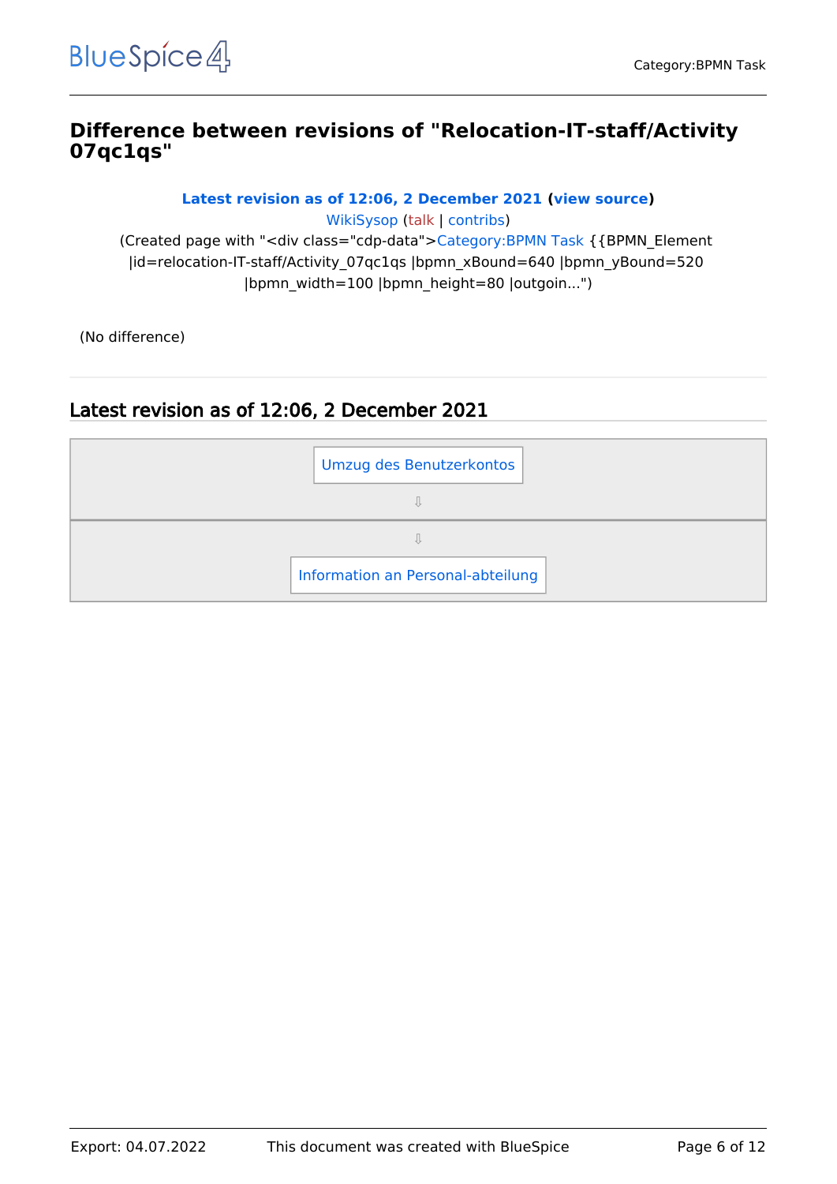# Difference between revisions of "Relocation-IT-staff/Activity 07qc1qs"

**Latest revision as of 12:06, 2 December 2021 (view source)**

WikiSysop (talk | contribs)

(Created page with "<div class="cdp-data">Category:BPMN Task {{BPMN_Element |id=relocation-IT-staff/Activity_07qc1qs |bpmn_xBound=640 |bpmn_yBound=520 |bpmn_width=100 |bpmn_height=80 |outgoin...")

(No difference)

## Latest revision as of 12:06, 2 December 2021

Umzug des Benutzerkontos

⇩

⇩

Information an Personal-abteilung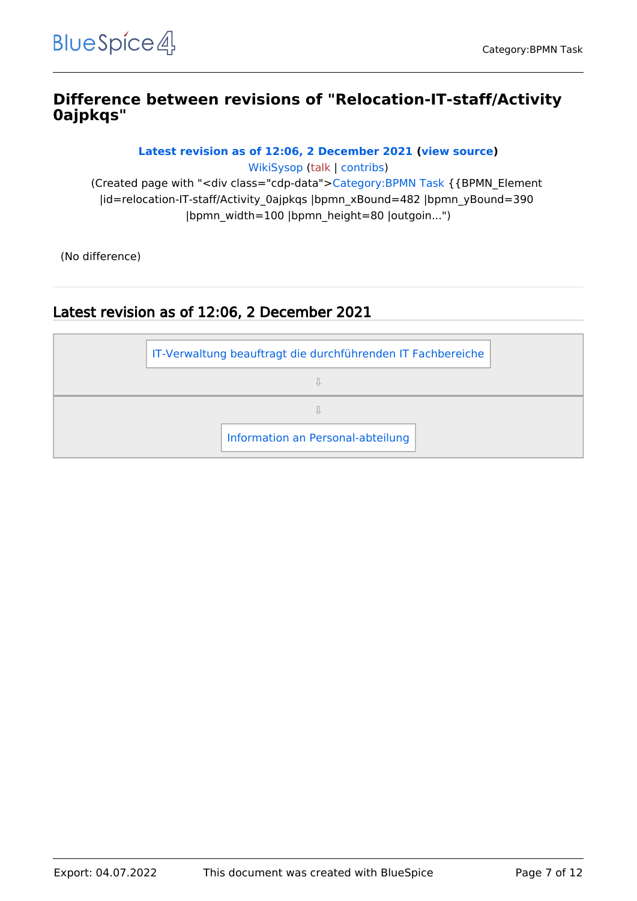# Difference between revisions of "Relocation-IT-staff/Activity 0ajpkqs"

**Latest revision as of 12:06, 2 December 2021 (view source)**

WikiSysop (talk | contribs)

(Created page with "<div class="cdp-data">Category:BPMN Task {{BPMN_Element |id=relocation-IT-staff/Activity_0ajpkqs |bpmn_xBound=482 |bpmn_yBound=390 |bpmn_width=100 |bpmn_height=80 |outgoin...")

(No difference)

## Latest revision as of 12:06, 2 December 2021

IT-Verwaltung beauftragt die durchführenden IT Fachbereiche

⇩

⇩

Information an Personal-abteilung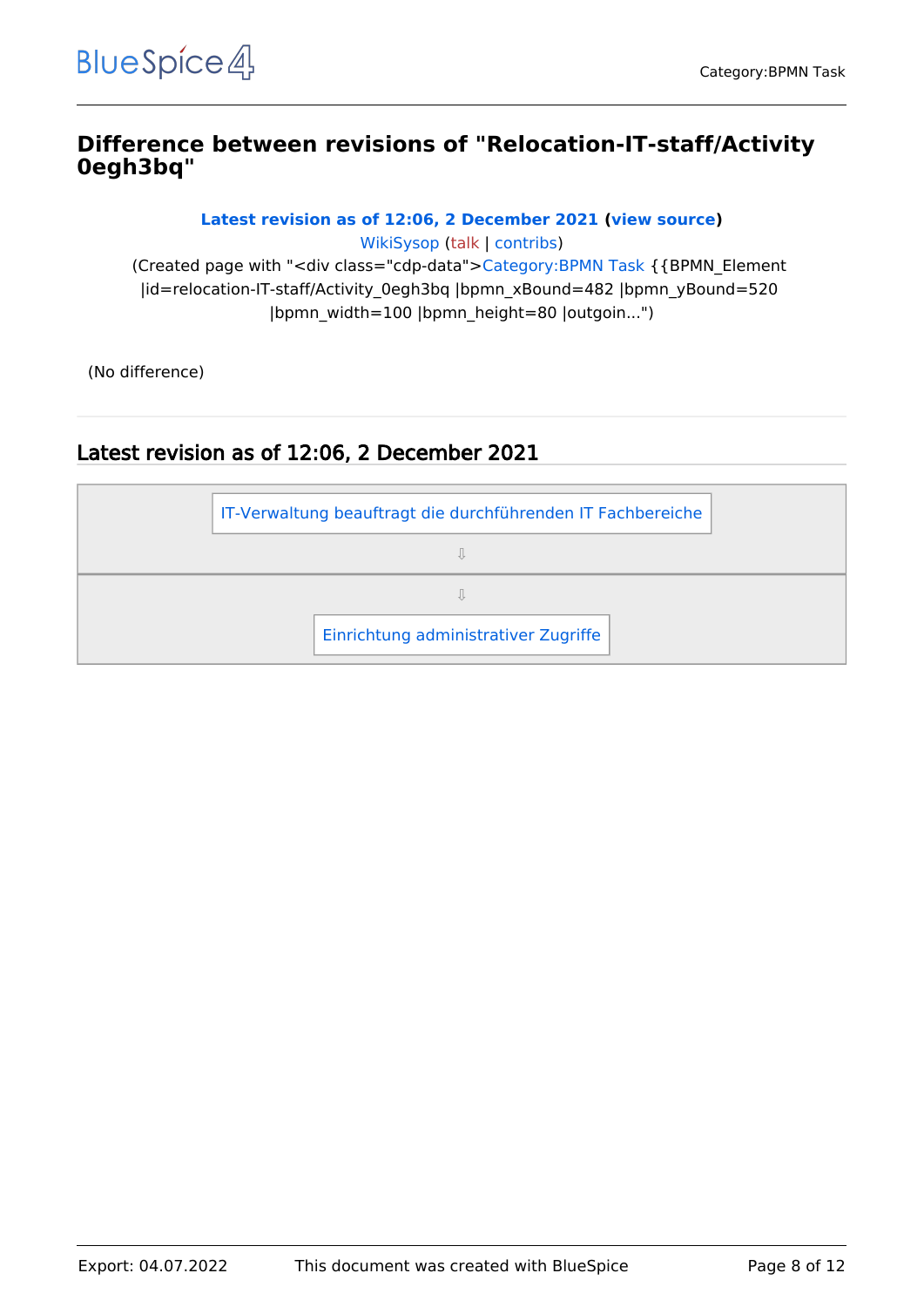# Difference between revisions of "Relocation-IT-staff/Activity 0egh3bq"

**Latest revision as of 12:06, 2 December 2021 (view source)**

WikiSysop (talk | contribs)

(Created page with "<div class="cdp-data">Category:BPMN Task {{BPMN_Element |id=relocation-IT-staff/Activity_0egh3bq |bpmn_xBound=482 |bpmn_yBound=520 |bpmn_width=100 |bpmn_height=80 |outgoin...")

(No difference)

## Latest revision as of 12:06, 2 December 2021

IT-Verwaltung beauftragt die durchführenden IT Fachbereiche

⇩

⇩

Einrichtung administrativer Zugriffe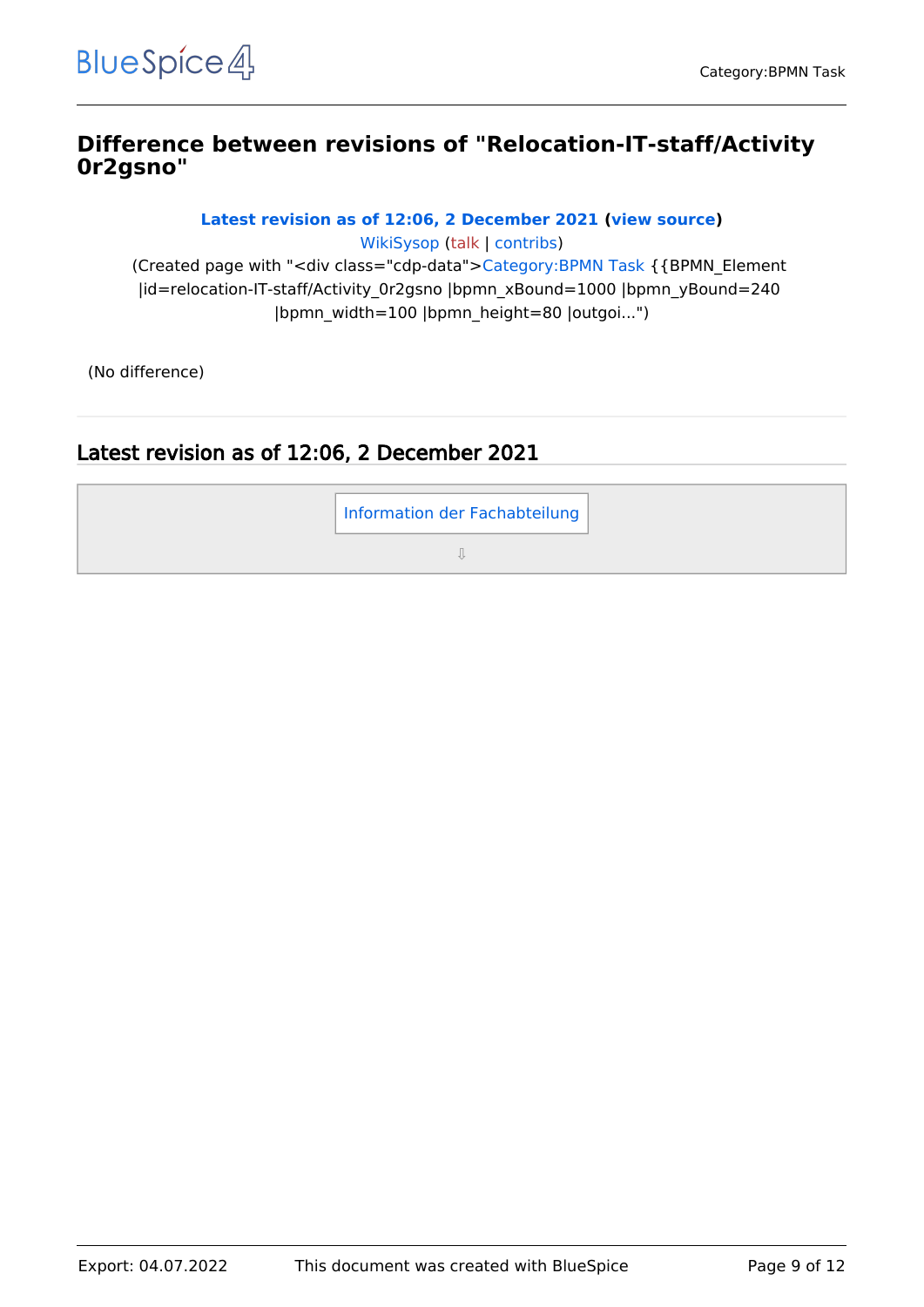## Difference between revisions of "Relocation-IT-staff/Activity 0r2gsno"

**Latest revision as of 12:06, 2 December 2021 (view source)**

WikiSysop (talk | contribs)

(Created page with "<div class="cdp-data">Category:BPMN Task {{BPMN_Element |id=relocation-IT-staff/Activity_0r2gsno |bpmn_xBound=1000 |bpmn_yBound=240 |bpmn_width=100 |bpmn_height=80 |outgoi...")

(No difference)

## Latest revision as of 12:06, 2 December 2021

Information der Fachabteilung

⇩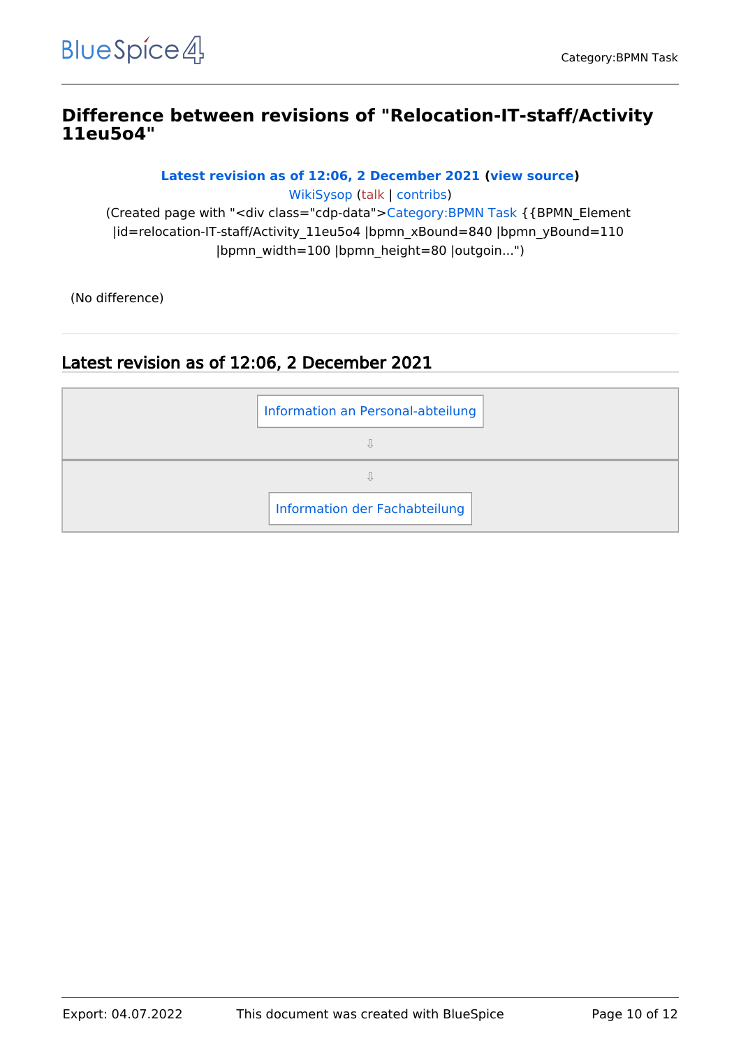# Difference between revisions of "Relocation-IT-staff/Activity 11eu5o4"

**Latest revision as of 12:06, 2 December 2021 (view source)**

WikiSysop (talk | contribs)

(Created page with "<div class="cdp-data">Category:BPMN Task {{BPMN_Element |id=relocation-IT-staff/Activity_11eu5o4 |bpmn_xBound=840 |bpmn_yBound=110 |bpmn_width=100 |bpmn_height=80 |outgoin...")

(No difference)

## Latest revision as of 12:06, 2 December 2021

| Information an Personal-abteilung |
|---|
| ⇩ |
| ⇩ |
| Information der Fachabteilung |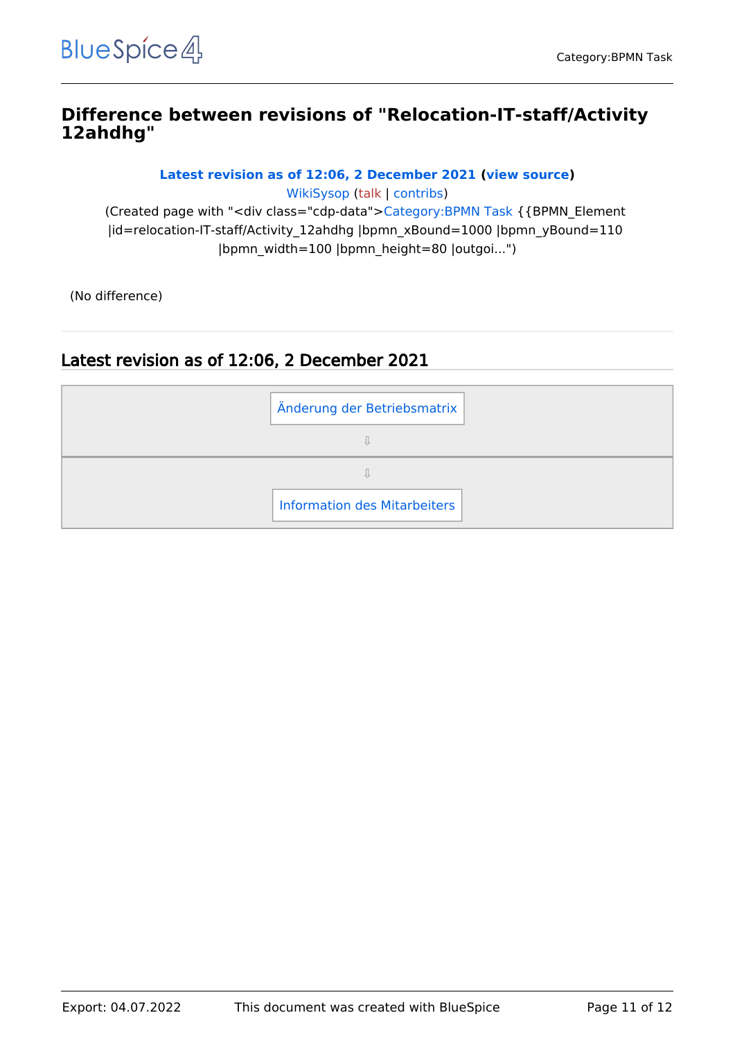## Difference between revisions of "Relocation-IT-staff/Activity 12ahdhg"

**Latest revision as of 12:06, 2 December 2021 (view source)**

WikiSysop (talk | contribs)

(Created page with "<div class="cdp-data">Category:BPMN Task {{BPMN_Element |id=relocation-IT-staff/Activity_12ahdhg |bpmn_xBound=1000 |bpmn_yBound=110 |bpmn_width=100 |bpmn_height=80 |outgoi...")

(No difference)

## Latest revision as of 12:06, 2 December 2021

Änderung der Betriebsmatrix

⇩

⇩

Information des Mitarbeiters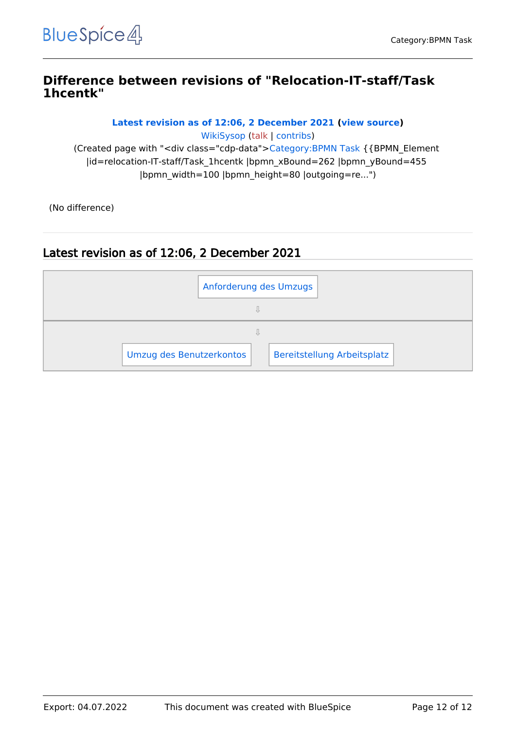# Difference between revisions of "Relocation-IT-staff/Task 1hcentk"

**Latest revision as of 12:06, 2 December 2021 (view source)**

WikiSysop (talk | contribs)

(Created page with "<div class="cdp-data">Category:BPMN Task {{BPMN_Element |id=relocation-IT-staff/Task_1hcentk |bpmn_xBound=262 |bpmn_yBound=455 |bpmn_width=100 |bpmn_height=80 |outgoing=re...")

(No difference)

## Latest revision as of 12:06, 2 December 2021

Anforderung des Umzugs

⇩

⇩

Umzug des Benutzerkontos

Bereitstellung Arbeitsplatz